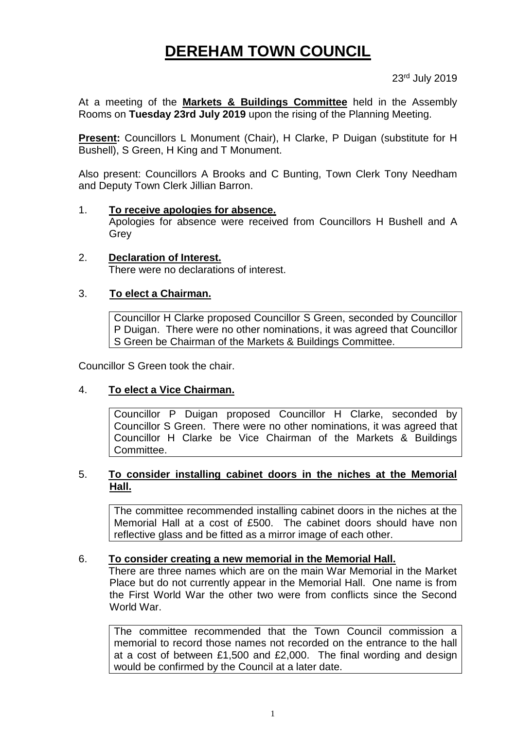# DEREHAM TOWN COUNCIL

23rd July 2019

At a meeting of the **Markets & Buildings Committee** held in the Assembly Rooms on **Tuesday 23rd July 2019** upon the rising of the Planning Meeting.

**Present:** Councillors L Monument (Chair), H Clarke, P Duigan (substitute for H Bushell), S Green, H King and T Monument.

Also present: Councillors A Brooks and C Bunting, Town Clerk Tony Needham and Deputy Town Clerk Jillian Barron.

1. **To receive apologies for absence.**
   Apologies for absence were received from Councillors H Bushell and A Grey

2. **Declaration of Interest.**
   There were no declarations of interest.

3. **To elect a Chairman.**

   Councillor H Clarke proposed Councillor S Green, seconded by Councillor P Duigan. There were no other nominations, it was agreed that Councillor S Green be Chairman of the Markets & Buildings Committee.

Councillor S Green took the chair.

4. **To elect a Vice Chairman.**

   Councillor P Duigan proposed Councillor H Clarke, seconded by Councillor S Green. There were no other nominations, it was agreed that Councillor H Clarke be Vice Chairman of the Markets & Buildings Committee.

5. **To consider installing cabinet doors in the niches at the Memorial Hall.**

   The committee recommended installing cabinet doors in the niches at the Memorial Hall at a cost of £500. The cabinet doors should have non reflective glass and be fitted as a mirror image of each other.

6. **To consider creating a new memorial in the Memorial Hall.**
   There are three names which are on the main War Memorial in the Market Place but do not currently appear in the Memorial Hall. One name is from the First World War the other two were from conflicts since the Second World War.

   The committee recommended that the Town Council commission a memorial to record those names not recorded on the entrance to the hall at a cost of between £1,500 and £2,000. The final wording and design would be confirmed by the Council at a later date.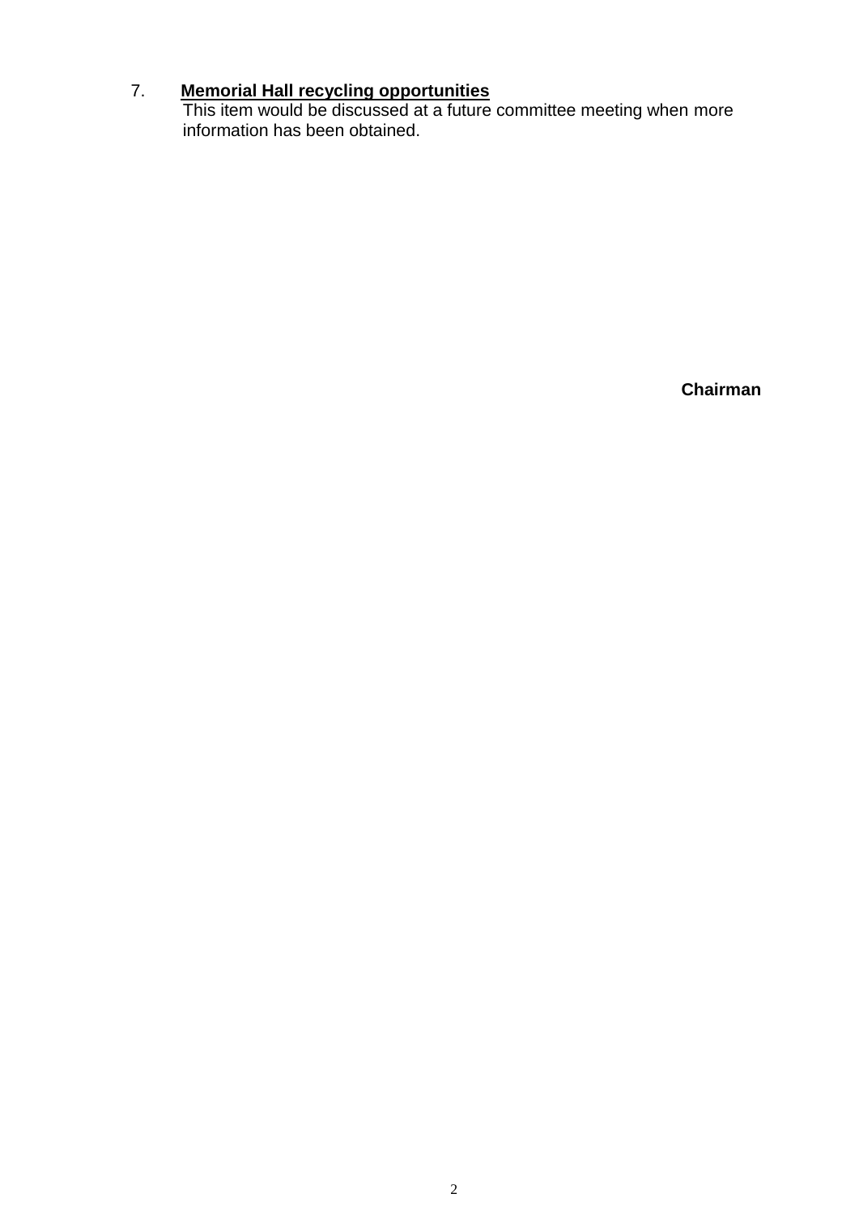7. **Memorial Hall recycling opportunities**

   This item would be discussed at a future committee meeting when more information has been obtained.

**Chairman**